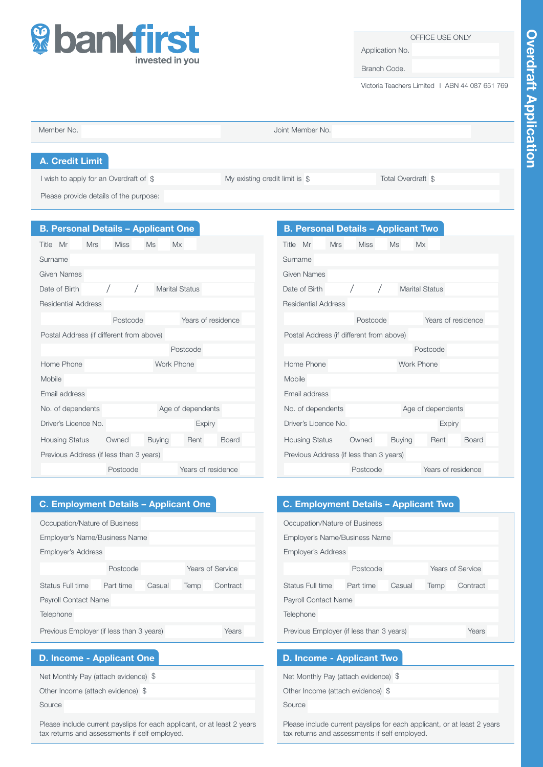bankfirst
invested in you

# Overdraft Application

OFFICE USE ONLY

Application No.

Branch Code.

Victoria Teachers Limited | ABN 44 087 651 769

Member No. | Joint Member No.

## A. Credit Limit

I wish to apply for an Overdraft of $ | My existing credit limit is $ | Total Overdraft $

Please provide details of the purpose:

## B. Personal Details – Applicant One

Title Mr Mrs Miss Ms Mx

Surname

Given Names

Date of Birth / / Marital Status

Residential Address

Postcode Years of residence

Postal Address (if different from above)

Postcode

Home Phone Work Phone

Mobile

Email address

No. of dependents Age of dependents

Driver's Licence No. Expiry

Housing Status Owned Buying Rent Board

Previous Address (if less than 3 years)

Postcode Years of residence

## B. Personal Details – Applicant Two

Title Mr Mrs Miss Ms Mx

Surname

Given Names

Date of Birth / / Marital Status

Residential Address

Postcode Years of residence

Postal Address (if different from above)

Postcode

Home Phone Work Phone

Mobile

Email address

No. of dependents Age of dependents

Driver's Licence No. Expiry

Housing Status Owned Buying Rent Board

Previous Address (if less than 3 years)

Postcode Years of residence

## C. Employment Details – Applicant One

Occupation/Nature of Business

Employer's Name/Business Name

Employer's Address

Postcode Years of Service

Status Full time Part time Casual Temp Contract

Payroll Contact Name

Telephone

Previous Employer (if less than 3 years) Years

## C. Employment Details – Applicant Two

Occupation/Nature of Business

Employer's Name/Business Name

Employer's Address

Postcode Years of Service

Status Full time Part time Casual Temp Contract

Payroll Contact Name

Telephone

Previous Employer (if less than 3 years) Years

## D. Income - Applicant One

Net Monthly Pay (attach evidence) $

Other Income (attach evidence) $

Source

Please include current payslips for each applicant, or at least 2 years tax returns and assessments if self employed.

## D. Income - Applicant Two

Net Monthly Pay (attach evidence) $

Other Income (attach evidence) $

Source

Please include current payslips for each applicant, or at least 2 years tax returns and assessments if self employed.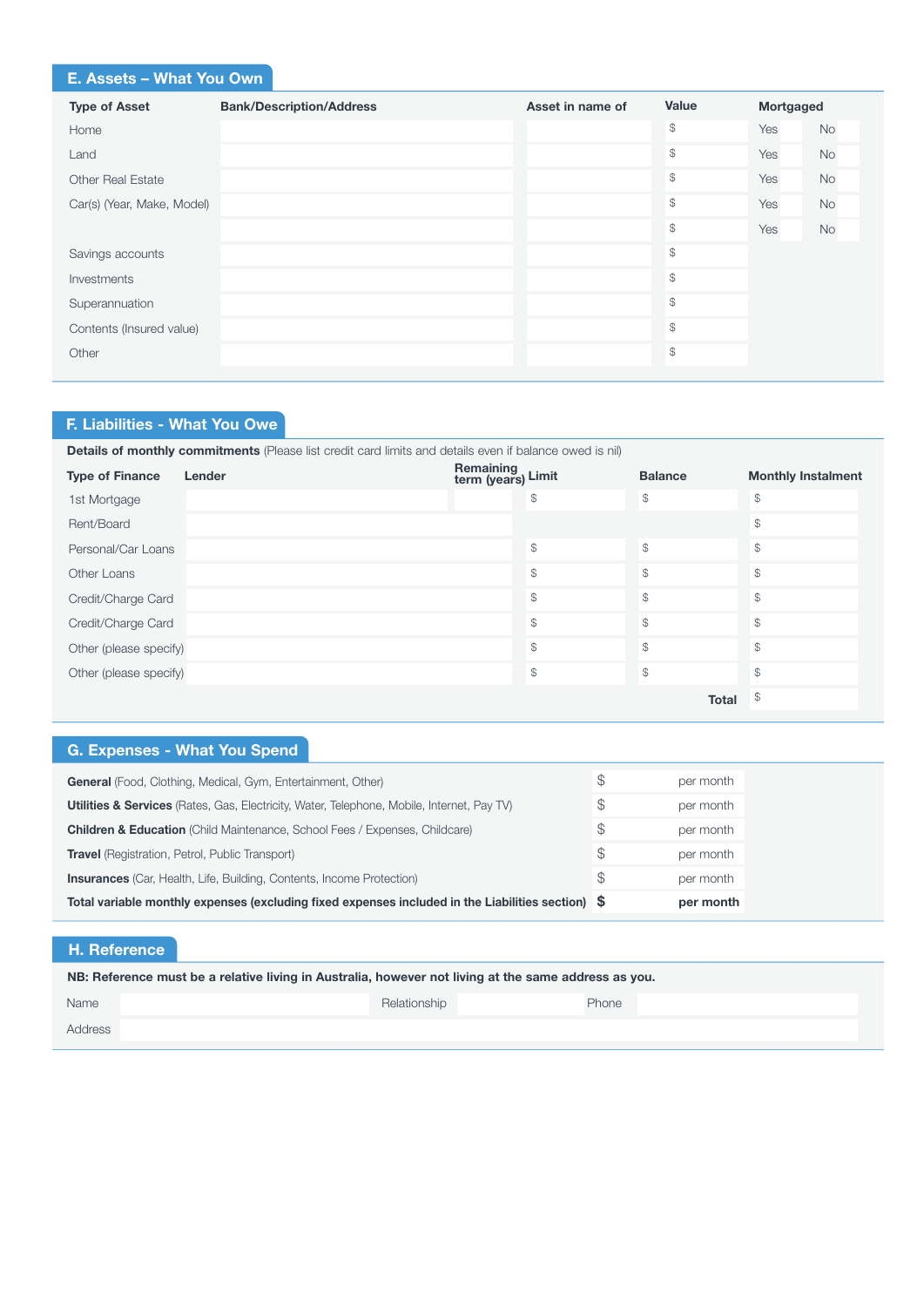## E. Assets – What You Own

| Type of Asset | Bank/Description/Address | Asset in name of | Value | Mortgaged | |
|---|---|---|---|---|---|
| Home | | | $ | Yes | No |
| Land | | | $ | Yes | No |
| Other Real Estate | | | $ | Yes | No |
| Car(s) (Year, Make, Model) | | | $ | Yes | No |
| | | | $ | Yes | No |
| Savings accounts | | | $ | | |
| Investments | | | $ | | |
| Superannuation | | | $ | | |
| Contents (Insured value) | | | $ | | |
| Other | | | $ | | |

## F. Liabilities - What You Owe

**Details of monthly commitments** (Please list credit card limits and details even if balance owed is nil)

| Type of Finance | Lender | Remaining term (years) | Limit | Balance | Monthly Instalment |
|---|---|---|---|---|---|
| 1st Mortgage | | | $ | $ | $ |
| Rent/Board | | | | | $ |
| Personal/Car Loans | | | $ | $ | $ |
| Other Loans | | | $ | $ | $ |
| Credit/Charge Card | | | $ | $ | $ |
| Credit/Charge Card | | | $ | $ | $ |
| Other (please specify) | | | $ | $ | $ |
| Other (please specify) | | | $ | $ | $ |
| | | | | **Total** | $ |

## G. Expenses - What You Spend

| | | |
|---|---|---|
| **General** (Food, Clothing, Medical, Gym, Entertainment, Other) | $ | per month |
| **Utilities & Services** (Rates, Gas, Electricity, Water, Telephone, Mobile, Internet, Pay TV) | $ | per month |
| **Children & Education** (Child Maintenance, School Fees / Expenses, Childcare) | $ | per month |
| **Travel** (Registration, Petrol, Public Transport) | $ | per month |
| **Insurances** (Car, Health, Life, Building, Contents, Income Protection) | $ | per month |
| **Total variable monthly expenses (excluding fixed expenses included in the Liabilities section)** | **$** | **per month** |

## H. Reference

**NB: Reference must be a relative living in Australia, however not living at the same address as you.**

Name | Relationship | Phone

Address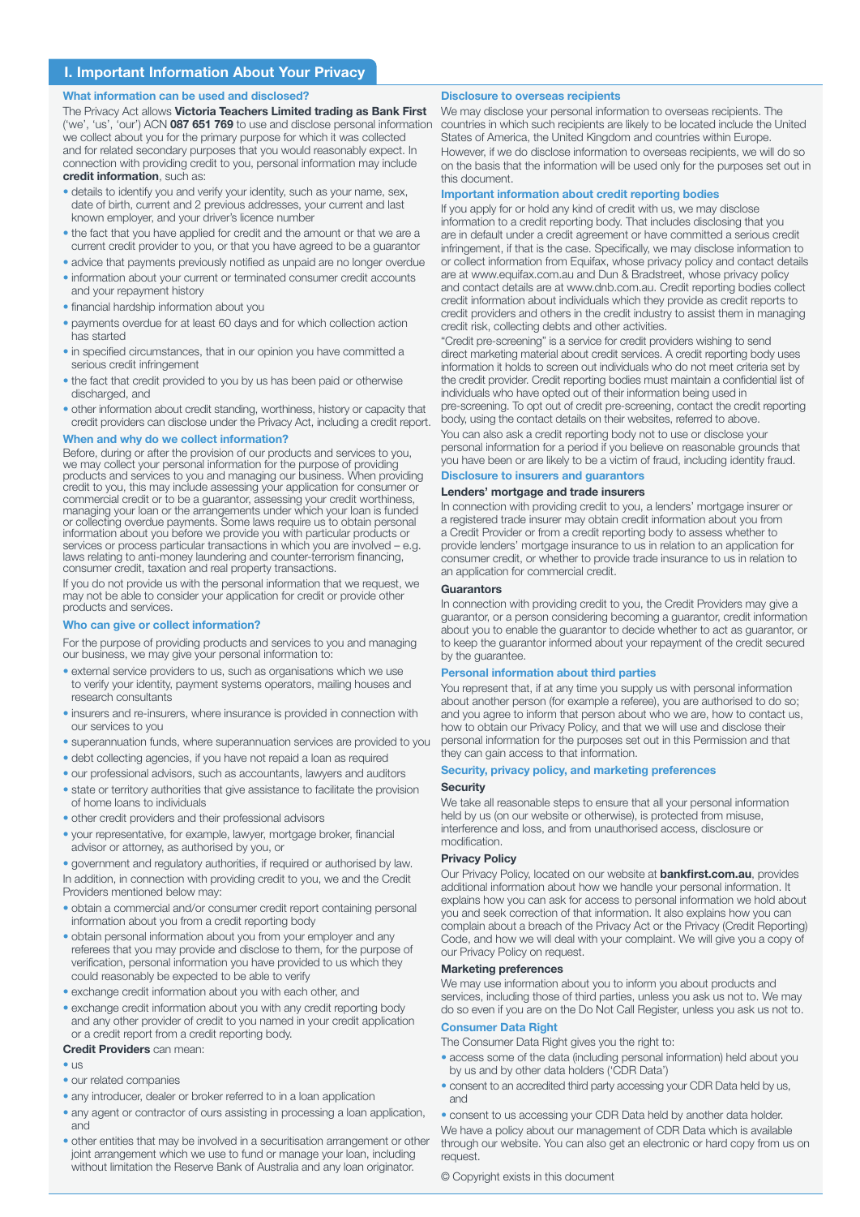## I. Important Information About Your Privacy

### What information can be used and disclosed?

The Privacy Act allows **Victoria Teachers Limited trading as Bank First** ('we', 'us', 'our') ACN **087 651 769** to use and disclose personal information we collect about you for the primary purpose for which it was collected and for related secondary purposes that you would reasonably expect. In connection with providing credit to you, personal information may include **credit information**, such as:

- details to identify you and verify your identity, such as your name, sex, date of birth, current and 2 previous addresses, your current and last known employer, and your driver's licence number
- the fact that you have applied for credit and the amount or that we are a current credit provider to you, or that you have agreed to be a guarantor
- advice that payments previously notified as unpaid are no longer overdue
- information about your current or terminated consumer credit accounts and your repayment history
- financial hardship information about you
- payments overdue for at least 60 days and for which collection action has started
- in specified circumstances, that in our opinion you have committed a serious credit infringement
- the fact that credit provided to you by us has been paid or otherwise discharged, and
- other information about credit standing, worthiness, history or capacity that credit providers can disclose under the Privacy Act, including a credit report.

### When and why do we collect information?

Before, during or after the provision of our products and services to you, we may collect your personal information for the purpose of providing products and services to you and managing our business. When providing credit to you, this may include assessing your application for consumer or commercial credit or to be a guarantor, assessing your credit worthiness, managing your loan or the arrangements under which your loan is funded or collecting overdue payments. Some laws require us to obtain personal information about you before we provide you with particular products or services or process particular transactions in which you are involved – e.g. laws relating to anti-money laundering and counter-terrorism financing, consumer credit, taxation and real property transactions.

If you do not provide us with the personal information that we request, we may not be able to consider your application for credit or provide other products and services.

### Who can give or collect information?

For the purpose of providing products and services to you and managing our business, we may give your personal information to:

- external service providers to us, such as organisations which we use to verify your identity, payment systems operators, mailing houses and research consultants
- insurers and re-insurers, where insurance is provided in connection with our services to you
- superannuation funds, where superannuation services are provided to you
- debt collecting agencies, if you have not repaid a loan as required
- our professional advisors, such as accountants, lawyers and auditors
- state or territory authorities that give assistance to facilitate the provision of home loans to individuals
- other credit providers and their professional advisors
- your representative, for example, lawyer, mortgage broker, financial advisor or attorney, as authorised by you, or
- government and regulatory authorities, if required or authorised by law.

In addition, in connection with providing credit to you, we and the Credit Providers mentioned below may:

- obtain a commercial and/or consumer credit report containing personal information about you from a credit reporting body
- obtain personal information about you from your employer and any referees that you may provide and disclose to them, for the purpose of verification, personal information you have provided to us which they could reasonably be expected to be able to verify
- exchange credit information about you with each other, and
- exchange credit information about you with any credit reporting body and any other provider of credit to you named in your credit application or a credit report from a credit reporting body.

**Credit Providers** can mean:

- us
- our related companies
- any introducer, dealer or broker referred to in a loan application
- any agent or contractor of ours assisting in processing a loan application, and
- other entities that may be involved in a securitisation arrangement or other joint arrangement which we use to fund or manage your loan, including without limitation the Reserve Bank of Australia and any loan originator.

### Disclosure to overseas recipients

We may disclose your personal information to overseas recipients. The countries in which such recipients are likely to be located include the United States of America, the United Kingdom and countries within Europe. However, if we do disclose information to overseas recipients, we will do so on the basis that the information will be used only for the purposes set out in this document.

### Important information about credit reporting bodies

If you apply for or hold any kind of credit with us, we may disclose information to a credit reporting body. That includes disclosing that you are in default under a credit agreement or have committed a serious credit infringement, if that is the case. Specifically, we may disclose information to or collect information from Equifax, whose privacy policy and contact details are at www.equifax.com.au and Dun & Bradstreet, whose privacy policy and contact details are at www.dnb.com.au. Credit reporting bodies collect credit information about individuals which they provide as credit reports to credit providers and others in the credit industry to assist them in managing credit risk, collecting debts and other activities.

"Credit pre-screening" is a service for credit providers wishing to send direct marketing material about credit services. A credit reporting body uses information it holds to screen out individuals who do not meet criteria set by the credit provider. Credit reporting bodies must maintain a confidential list of individuals who have opted out of their information being used in pre-screening. To opt out of credit pre-screening, contact the credit reporting body, using the contact details on their websites, referred to above.

You can also ask a credit reporting body not to use or disclose your personal information for a period if you believe on reasonable grounds that you have been or are likely to be a victim of fraud, including identity fraud.

### Disclosure to insurers and guarantors

#### Lenders' mortgage and trade insurers

In connection with providing credit to you, a lenders' mortgage insurer or a registered trade insurer may obtain credit information about you from a Credit Provider or from a credit reporting body to assess whether to provide lenders' mortgage insurance to us in relation to an application for consumer credit, or whether to provide trade insurance to us in relation to an application for commercial credit.

#### Guarantors

In connection with providing credit to you, the Credit Providers may give a guarantor, or a person considering becoming a guarantor, credit information about you to enable the guarantor to decide whether to act as guarantor, or to keep the guarantor informed about your repayment of the credit secured by the guarantee.

### Personal information about third parties

You represent that, if at any time you supply us with personal information about another person (for example a referee), you are authorised to do so; and you agree to inform that person about who we are, how to contact us, how to obtain our Privacy Policy, and that we will use and disclose their personal information for the purposes set out in this Permission and that they can gain access to that information.

### Security, privacy policy, and marketing preferences

#### Security

We take all reasonable steps to ensure that all your personal information held by us (on our website or otherwise), is protected from misuse, interference and loss, and from unauthorised access, disclosure or modification.

#### Privacy Policy

Our Privacy Policy, located on our website at **bankfirst.com.au**, provides additional information about how we handle your personal information. It explains how you can ask for access to personal information we hold about you and seek correction of that information. It also explains how you can complain about a breach of the Privacy Act or the Privacy (Credit Reporting) Code, and how we will deal with your complaint. We will give you a copy of our Privacy Policy on request.

#### Marketing preferences

We may use information about you to inform you about products and services, including those of third parties, unless you ask us not to. We may do so even if you are on the Do Not Call Register, unless you ask us not to.

### Consumer Data Right

The Consumer Data Right gives you the right to:

- access some of the data (including personal information) held about you by us and by other data holders ('CDR Data')
- consent to an accredited third party accessing your CDR Data held by us, and
- consent to us accessing your CDR Data held by another data holder.

We have a policy about our management of CDR Data which is available through our website. You can also get an electronic or hard copy from us on request.

© Copyright exists in this document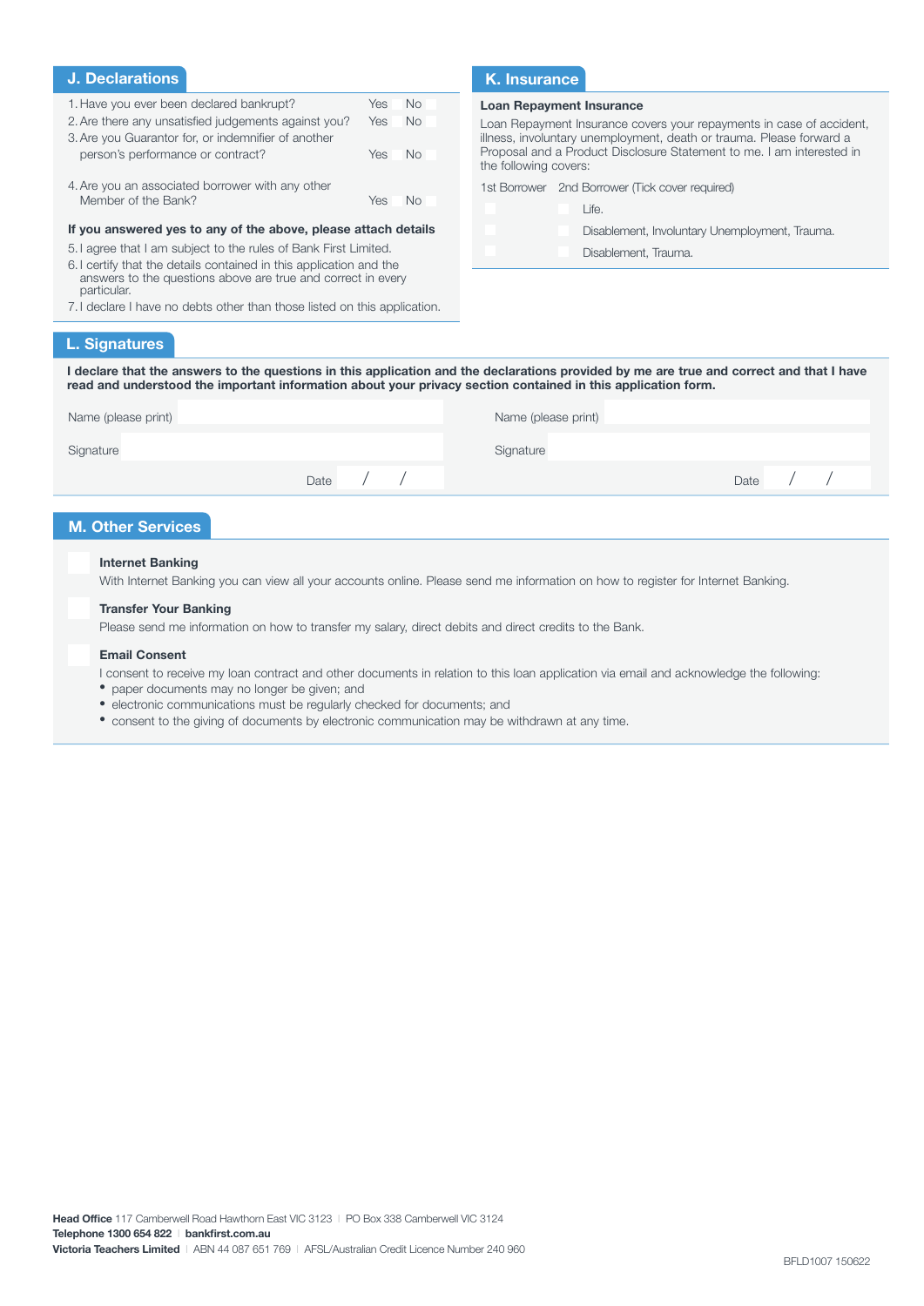## J. Declarations

1. Have you ever been declared bankrupt? Yes No
2. Are there any unsatisfied judgements against you? Yes No
3. Are you Guarantor for, or indemnifier of another person's performance or contract? Yes No
4. Are you an associated borrower with any other Member of the Bank? Yes No

**If you answered yes to any of the above, please attach details**

5. I agree that I am subject to the rules of Bank First Limited.
6. I certify that the details contained in this application and the answers to the questions above are true and correct in every particular.
7. I declare I have no debts other than those listed on this application.

## K. Insurance

**Loan Repayment Insurance**

Loan Repayment Insurance covers your repayments in case of accident, illness, involuntary unemployment, death or trauma. Please forward a Proposal and a Product Disclosure Statement to me. I am interested in the following covers:

| 1st Borrower | 2nd Borrower (Tick cover required) | |
|---|---|---|
| | | Life. |
| | | Disablement, Involuntary Unemployment, Trauma. |
| | | Disablement, Trauma. |

## L. Signatures

**I declare that the answers to the questions in this application and the declarations provided by me are true and correct and that I have read and understood the important information about your privacy section contained in this application form.**

| | |
|---|---|
| Name (please print) | Name (please print) |
| Signature | Signature |
| Date / / | Date / / |

## M. Other Services

**Internet Banking**

With Internet Banking you can view all your accounts online. Please send me information on how to register for Internet Banking.

**Transfer Your Banking**

Please send me information on how to transfer my salary, direct debits and direct credits to the Bank.

**Email Consent**

I consent to receive my loan contract and other documents in relation to this loan application via email and acknowledge the following:

- paper documents may no longer be given; and
- electronic communications must be regularly checked for documents; and
- consent to the giving of documents by electronic communication may be withdrawn at any time.

**Head Office** 117 Camberwell Road Hawthorn East VIC 3123 | PO Box 338 Camberwell VIC 3124
**Telephone 1300 654 822** | **bankfirst.com.au**
**Victoria Teachers Limited** | ABN 44 087 651 769 | AFSL/Australian Credit Licence Number 240 960

BFLD1007 150622